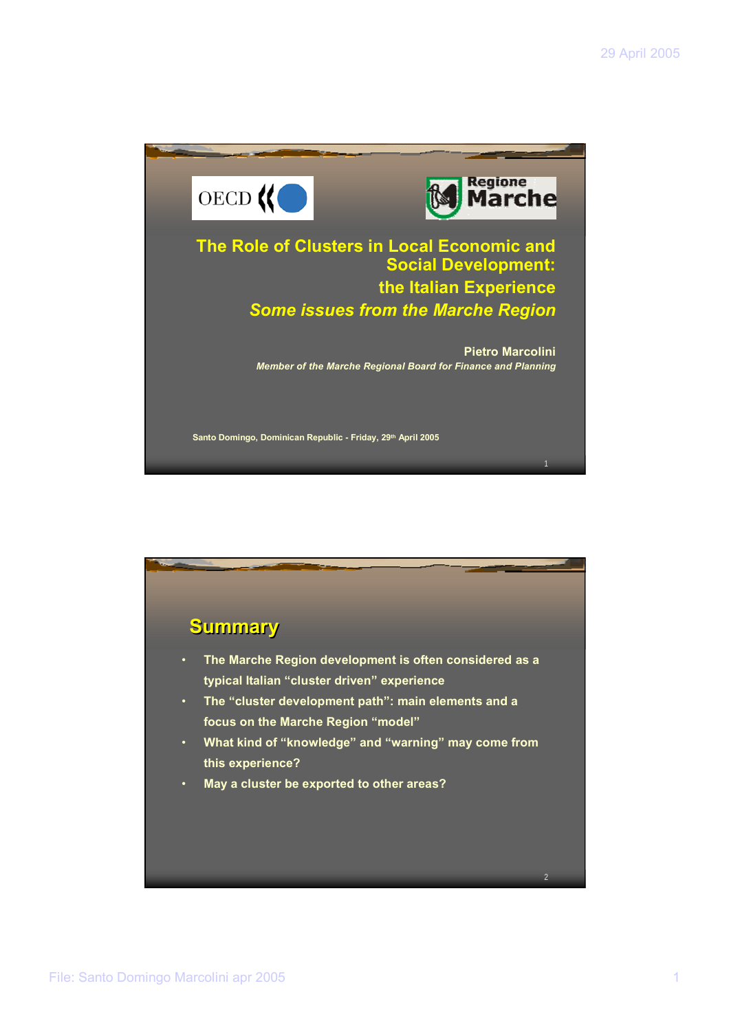# The Role of Clusters in Local Economic and Social Development: the Italian Experience

## *Some issues from the Marche Region*

**Pietro Marcolini**

***Member of the Marche Regional Board for Finance and Planning***

**Santo Domingo, Dominican Republic - Friday, 29th April 2005**

## Summary

- **The Marche Region development is often considered as a typical Italian "cluster driven" experience**
- **The "cluster development path": main elements and a focus on the Marche Region "model"**
- **What kind of "knowledge" and "warning" may come from this experience?**
- **May a cluster be exported to other areas?**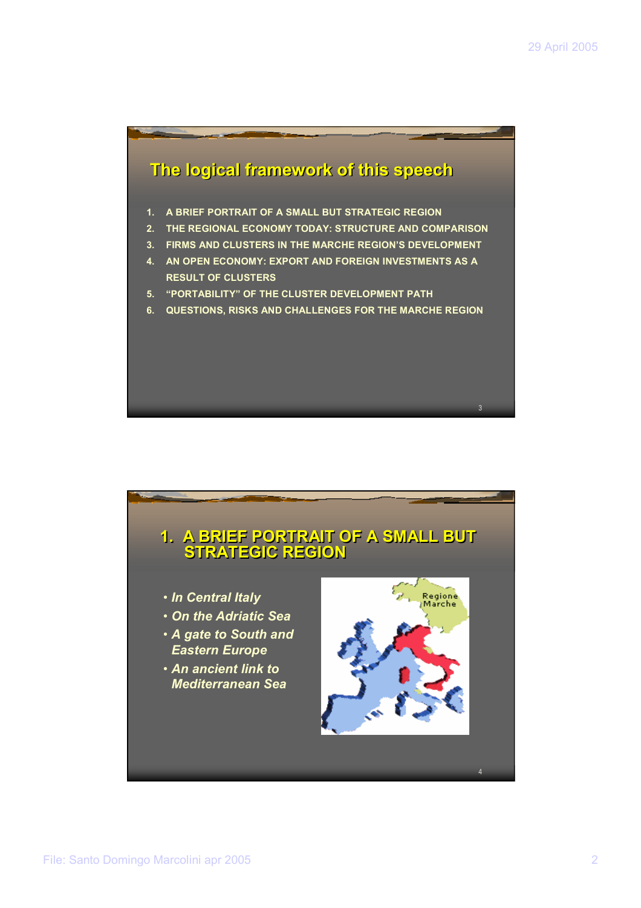## The logical framework of this speech

1. A BRIEF PORTRAIT OF A SMALL BUT STRATEGIC REGION
2. THE REGIONAL ECONOMY TODAY: STRUCTURE AND COMPARISON
3. FIRMS AND CLUSTERS IN THE MARCHE REGION'S DEVELOPMENT
4. AN OPEN ECONOMY: EXPORT AND FOREIGN INVESTMENTS AS A RESULT OF CLUSTERS
5. "PORTABILITY" OF THE CLUSTER DEVELOPMENT PATH
6. QUESTIONS, RISKS AND CHALLENGES FOR THE MARCHE REGION

## 1. A BRIEF PORTRAIT OF A SMALL BUT STRATEGIC REGION

- *In Central Italy*
- *On the Adriatic Sea*
- *A gate to South and Eastern Europe*
- *An ancient link to Mediterranean Sea*

Regione Marche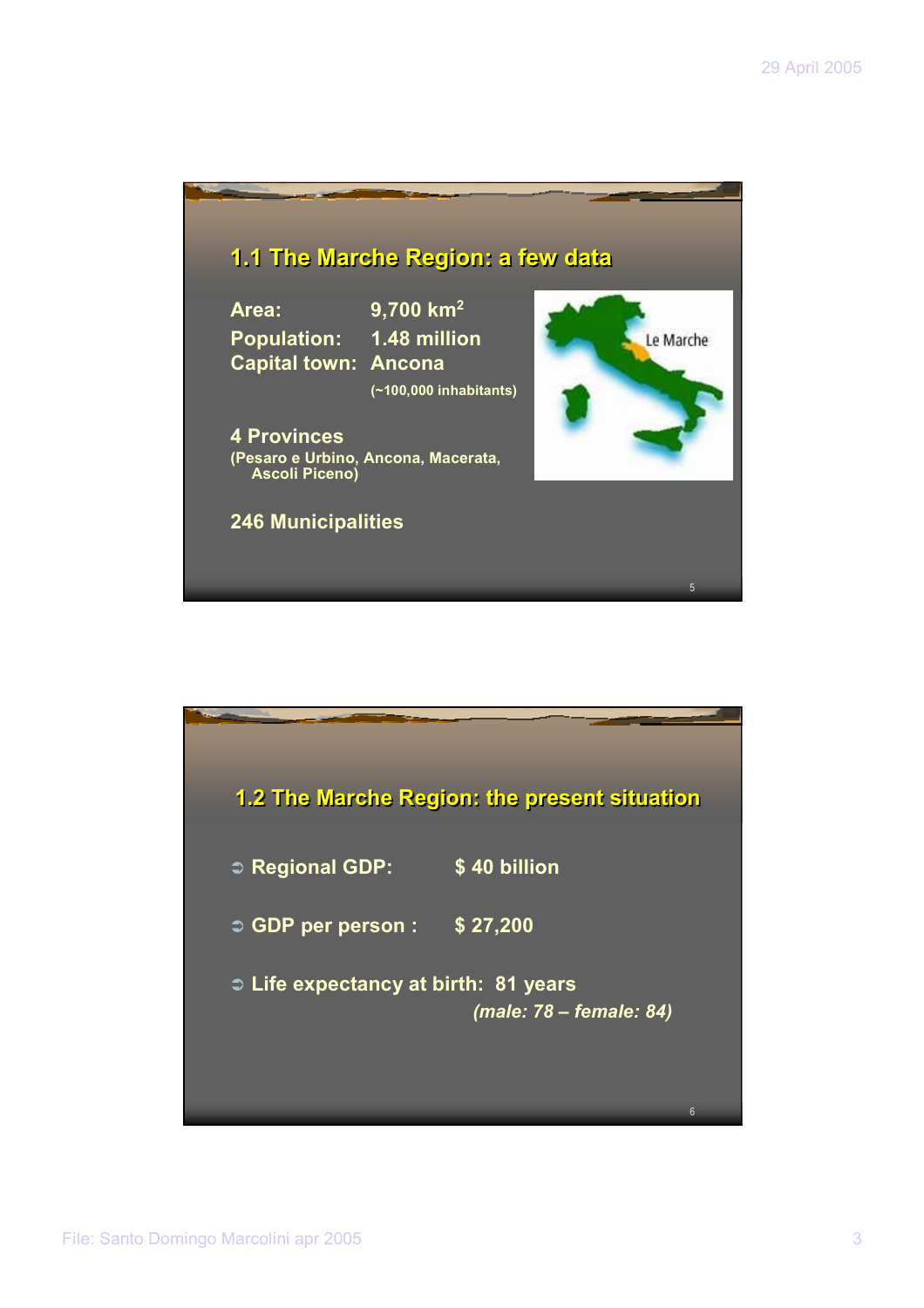## 1.1 The Marche Region: a few data

Area: 9,700 km$^2$

Population: 1.48 million

Capital town: Ancona

(~100,000 inhabitants)

4 Provinces

(Pesaro e Urbino, Ancona, Macerata, Ascoli Piceno)

246 Municipalities

Le Marche

## 1.2 The Marche Region: the present situation

- Regional GDP: $ 40 billion
- GDP per person : $ 27,200
- Life expectancy at birth: 81 years

  *(male: 78 – female: 84)*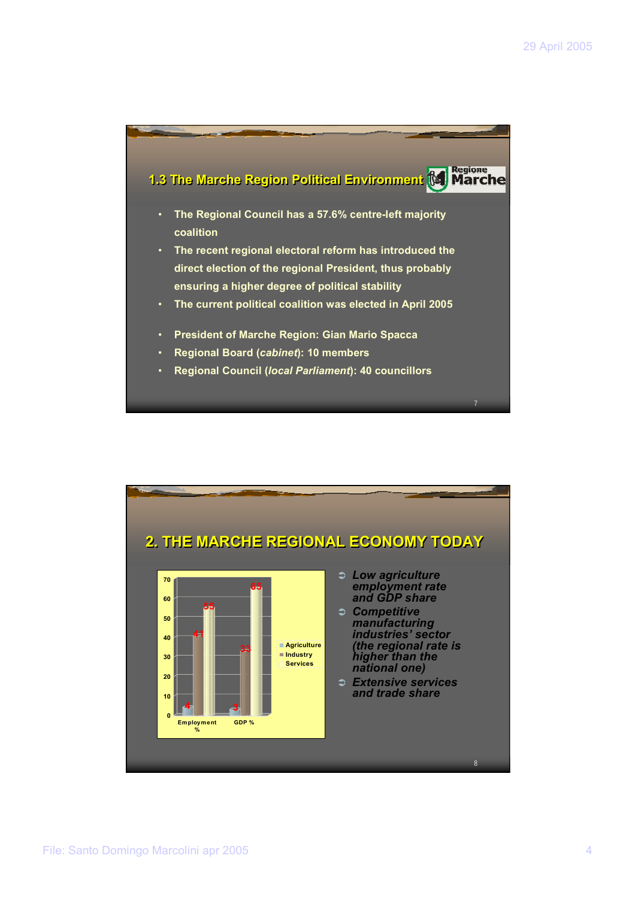## 1.3 The Marche Region Political Environment

- The Regional Council has a 57.6% centre-left majority coalition
- The recent regional electoral reform has introduced the direct election of the regional President, thus probably ensuring a higher degree of political stability
- The current political coalition was elected in April 2005
- President of Marche Region: Gian Mario Spacca
- Regional Board (*cabinet*): 10 members
- Regional Council (*local Parliament*): 40 councillors

## 2. THE MARCHE REGIONAL ECONOMY TODAY

| | Agriculture | Industry | Services |
|---|---|---|---|
| Employment % | 4 | 41 | 55 |
| GDP % | 3 | 33 | 65 |

- *Low agriculture employment rate and GDP share*
- *Competitive manufacturing industries' sector (the regional rate is higher than the national one)*
- *Extensive services and trade share*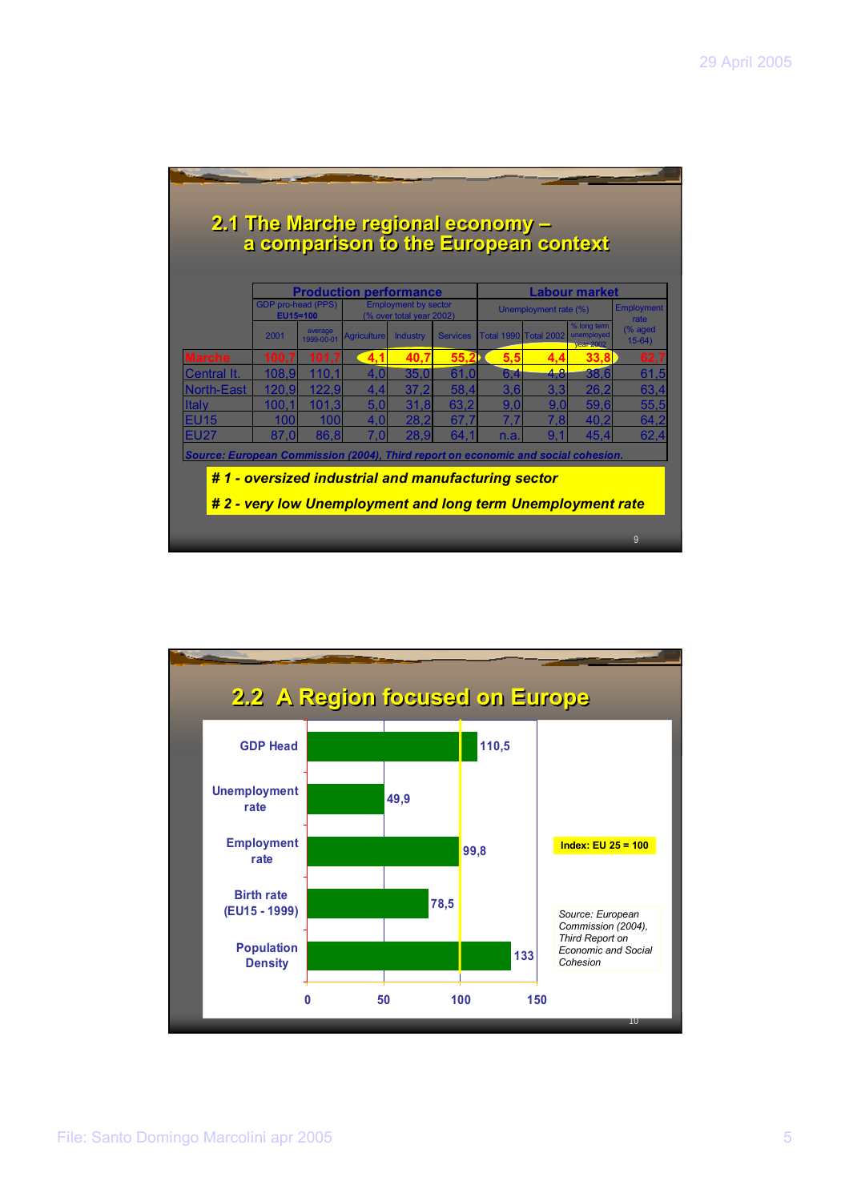## 2.1 The Marche regional economy – a comparison to the European context

| | Production performance | | | | | Labour market | | | |
|---|---|---|---|---|---|---|---|---|---|
| | GDP pro-head (PPS) EU15=100 | | Employment by sector (% over total year 2002) | | | Unemployment rate (%) | | | Employment rate (% aged 15-64) |
| | 2001 | average 1999-00-01 | Agriculture | Industry | Services | Total 1990 | Total 2002 | % long term unemployed year 2002 | |
| Marche | 100,7 | 101,7 | 4,1 | 40,7 | 55,2 | 5,5 | 4,4 | 33,8 | 62,7 |
| Central It. | 108,9 | 110,1 | 4,0 | 35,0 | 61,0 | 6,4 | 4,8 | 38,6 | 61,5 |
| North-East | 120,9 | 122,9 | 4,4 | 37,2 | 58,4 | 3,6 | 3,3 | 26,2 | 63,4 |
| Italy | 100,1 | 101,3 | 5,0 | 31,8 | 63,2 | 9,0 | 9,0 | 59,6 | 55,5 |
| EU15 | 100 | 100 | 4,0 | 28,2 | 67,7 | 7,7 | 7,8 | 40,2 | 64,2 |
| EU27 | 87,0 | 86,8 | 7,0 | 28,9 | 64,1 | n.a. | 9,1 | 45,4 | 62,4 |

*Source: European Commission (2004), Third report on economic and social cohesion.*

***# 1 - oversized industrial and manufacturing sector***

***# 2 - very low Unemployment and long term Unemployment rate***

## 2.2 A Region focused on Europe

| Indicator | Index: EU 25 = 100 |
|---|---|
| GDP Head | 110,5 |
| Unemployment rate | 49,9 |
| Employment rate | 99,8 |
| Birth rate (EU15 - 1999) | 78,5 |
| Population Density | 133 |

*Source: European Commission (2004), Third Report on Economic and Social Cohesion*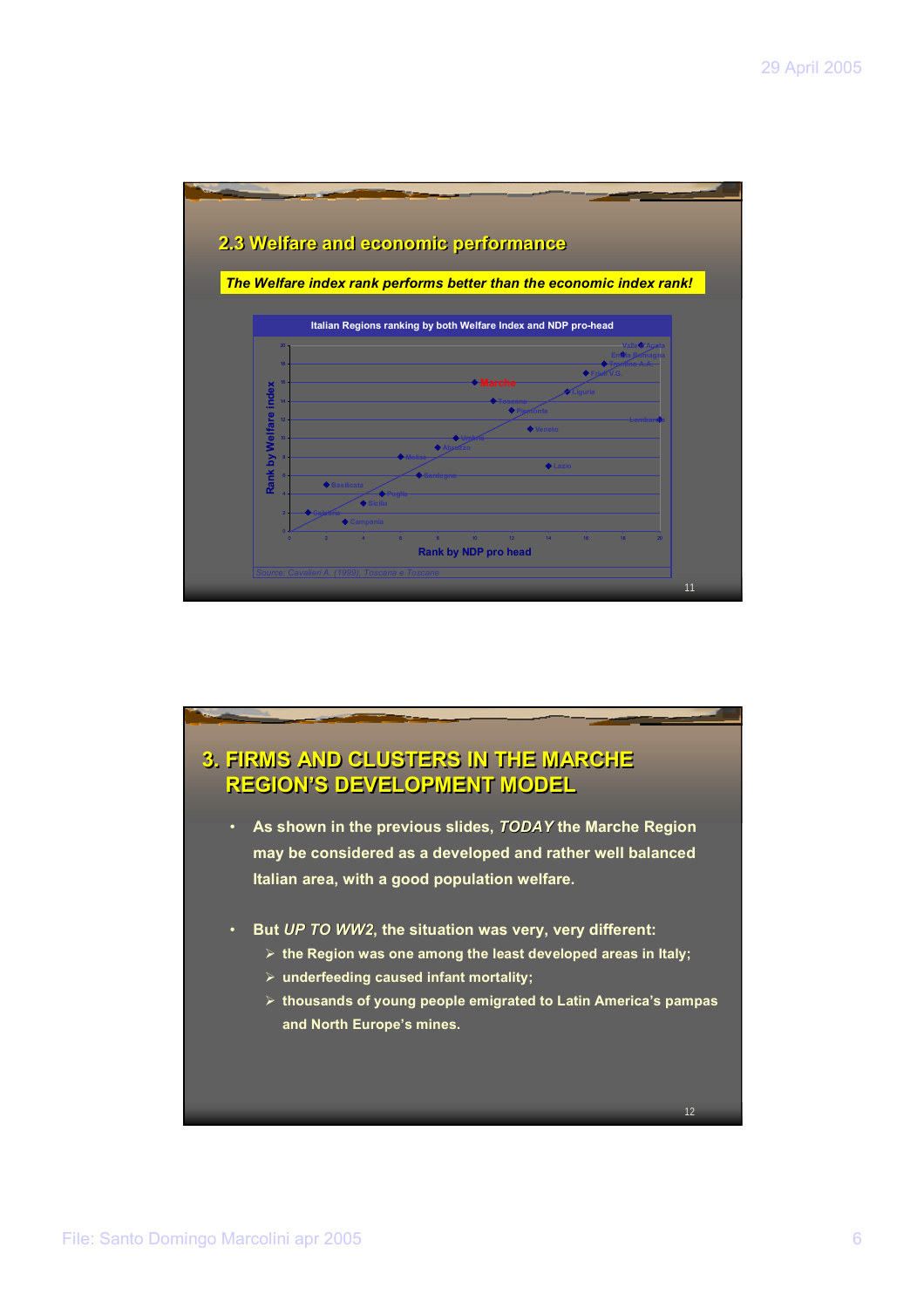## 2.3 Welfare and economic performance

***The Welfare index rank performs better than the economic index rank!***

**Italian Regions ranking by both Welfare Index and NDP pro-head**

Rank by Welfare index

Rank by NDP pro head

Valle d'Aosta, Emilia Romagna, Trentino A.A., Friuli V.G., Marche, Liguria, Toscana, Piemonte, Lombardia, Veneto, Umbria, Abruzzo, Molise, Lazio, Sardegna, Basilicata, Puglia, Sicilia, Calabria, Campania

Source: Cavalieri A. (1999), Toscana e Toscane

# 3. FIRMS AND CLUSTERS IN THE MARCHE REGION'S DEVELOPMENT MODEL

- As shown in the previous slides, *TODAY* the Marche Region may be considered as a developed and rather well balanced Italian area, with a good population welfare.
- But *UP TO WW2*, the situation was very, very different:
  - the Region was one among the least developed areas in Italy;
  - underfeeding caused infant mortality;
  - thousands of young people emigrated to Latin America's pampas and North Europe's mines.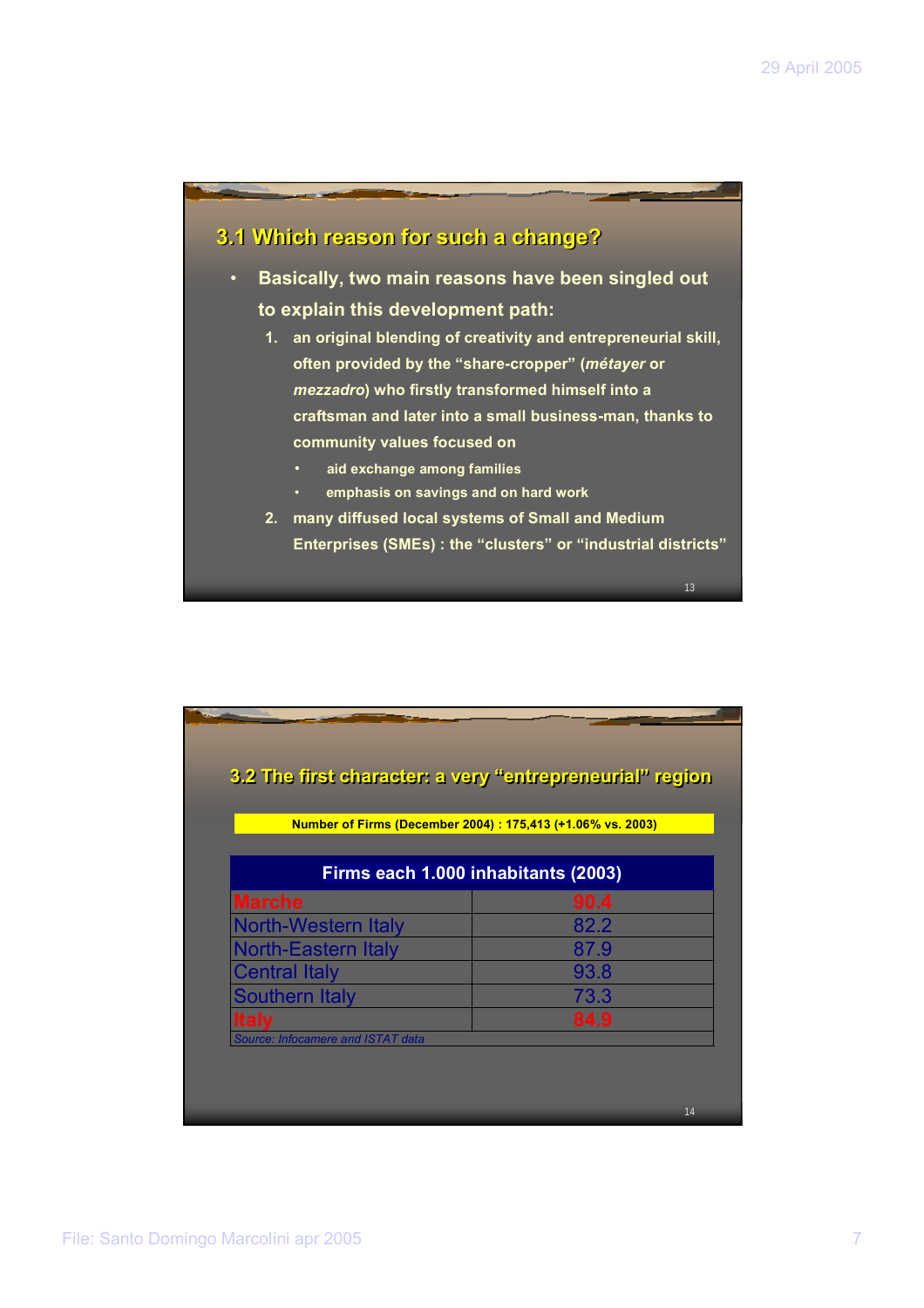## 3.1 Which reason for such a change?

- Basically, two main reasons have been singled out to explain this development path:
  1. an original blending of creativity and entrepreneurial skill, often provided by the "share-cropper" (*métayer* or *mezzadro*) who firstly transformed himself into a craftsman and later into a small business-man, thanks to community values focused on
     - aid exchange among families
     - emphasis on savings and on hard work
  2. many diffused local systems of Small and Medium Enterprises (SMEs) : the "clusters" or "industrial districts"

## 3.2 The first character: a very "entrepreneurial" region

**Number of Firms (December 2004) : 175,413 (+1.06% vs. 2003)**

| Firms each 1.000 inhabitants (2003) | |
|---|---|
| **Marche** | **90.4** |
| North-Western Italy | 82.2 |
| North-Eastern Italy | 87.9 |
| Central Italy | 93.8 |
| Southern Italy | 73.3 |
| **Italy** | **84.9** |

*Source: Infocamere and ISTAT data*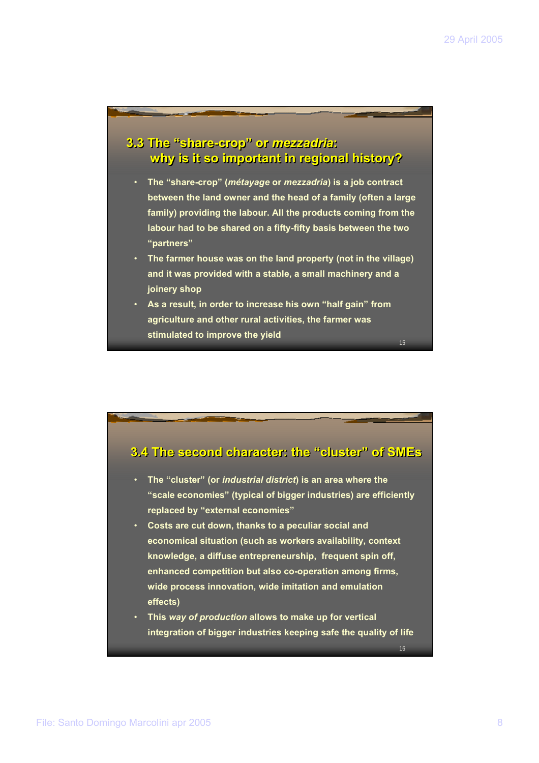## 3.3 The “share-crop” or *mezzadria*: why is it so important in regional history?

- The “share-crop” (*métayage* or *mezzadria*) is a job contract between the land owner and the head of a family (often a large family) providing the labour. All the products coming from the labour had to be shared on a fifty-fifty basis between the two “partners”
- The farmer house was on the land property (not in the village) and it was provided with a stable, a small machinery and a joinery shop
- As a result, in order to increase his own “half gain” from agriculture and other rural activities, the farmer was stimulated to improve the yield

## 3.4 The second character: the “cluster” of SMEs

- The “cluster” (or *industrial district*) is an area where the “scale economies” (typical of bigger industries) are efficiently replaced by “external economies”
- Costs are cut down, thanks to a peculiar social and economical situation (such as workers availability, context knowledge, a diffuse entrepreneurship, frequent spin off, enhanced competition but also co-operation among firms, wide process innovation, wide imitation and emulation effects)
- This *way of production* allows to make up for vertical integration of bigger industries keeping safe the quality of life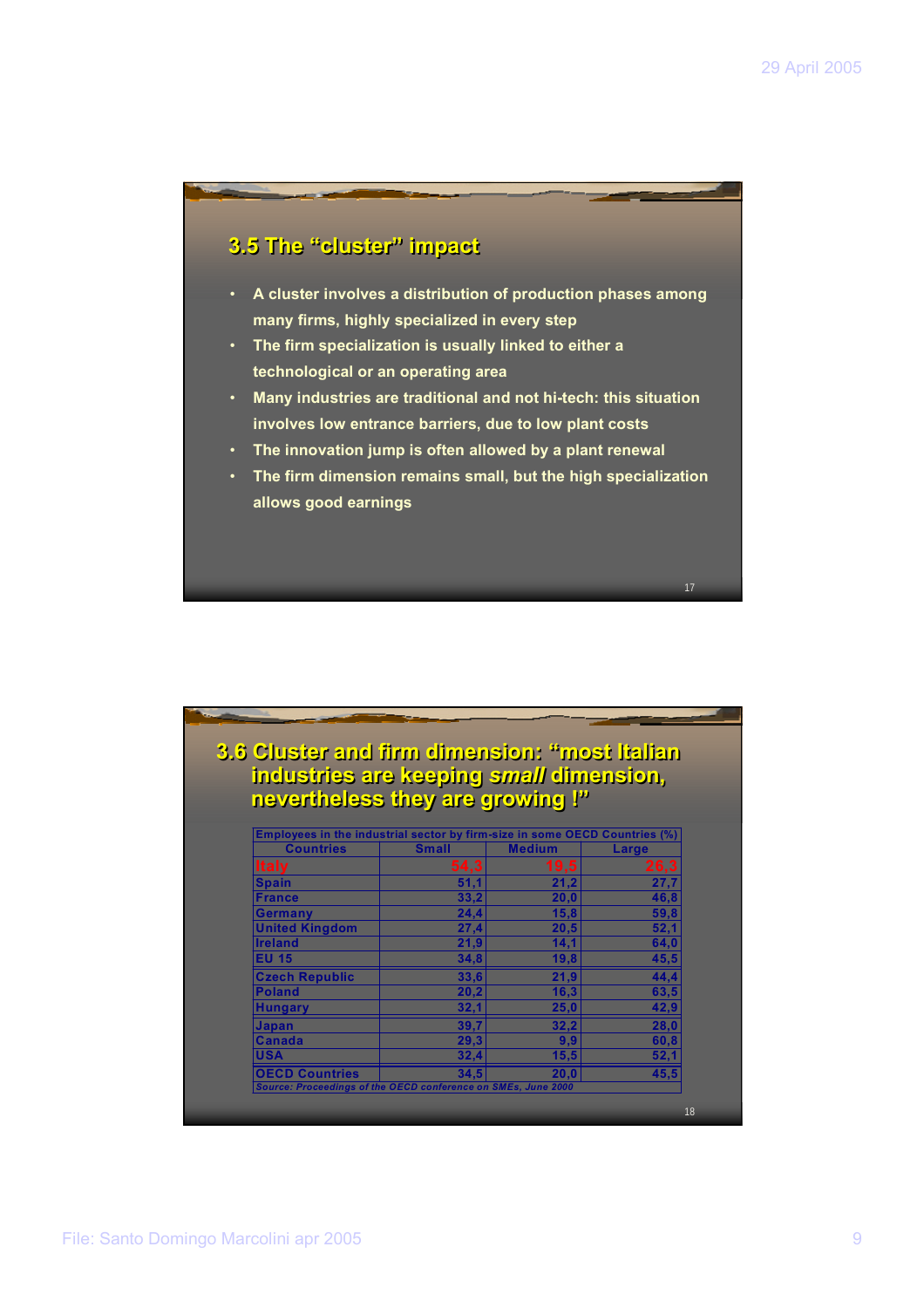## 3.5 The "cluster" impact

- A cluster involves a distribution of production phases among many firms, highly specialized in every step
- The firm specialization is usually linked to either a technological or an operating area
- Many industries are traditional and not hi-tech: this situation involves low entrance barriers, due to low plant costs
- The innovation jump is often allowed by a plant renewal
- The firm dimension remains small, but the high specialization allows good earnings

## 3.6 Cluster and firm dimension: "most Italian industries are keeping *small* dimension, nevertheless they are growing !"

Employees in the industrial sector by firm-size in some OECD Countries (%)

| Countries | Small | Medium | Large |
|---|---|---|---|
| Italy | 54,3 | 19,5 | 26,3 |
| Spain | 51,1 | 21,2 | 27,7 |
| France | 33,2 | 20,0 | 46,8 |
| Germany | 24,4 | 15,8 | 59,8 |
| United Kingdom | 27,4 | 20,5 | 52,1 |
| Ireland | 21,9 | 14,1 | 64,0 |
| EU 15 | 34,8 | 19,8 | 45,5 |
| Czech Republic | 33,6 | 21,9 | 44,4 |
| Poland | 20,2 | 16,3 | 63,5 |
| Hungary | 32,1 | 25,0 | 42,9 |
| Japan | 39,7 | 32,2 | 28,0 |
| Canada | 29,3 | 9,9 | 60,8 |
| USA | 32,4 | 15,5 | 52,1 |
| OECD Countries | 34,5 | 20,0 | 45,5 |

*Source: Proceedings of the OECD conference on SMEs, June 2000*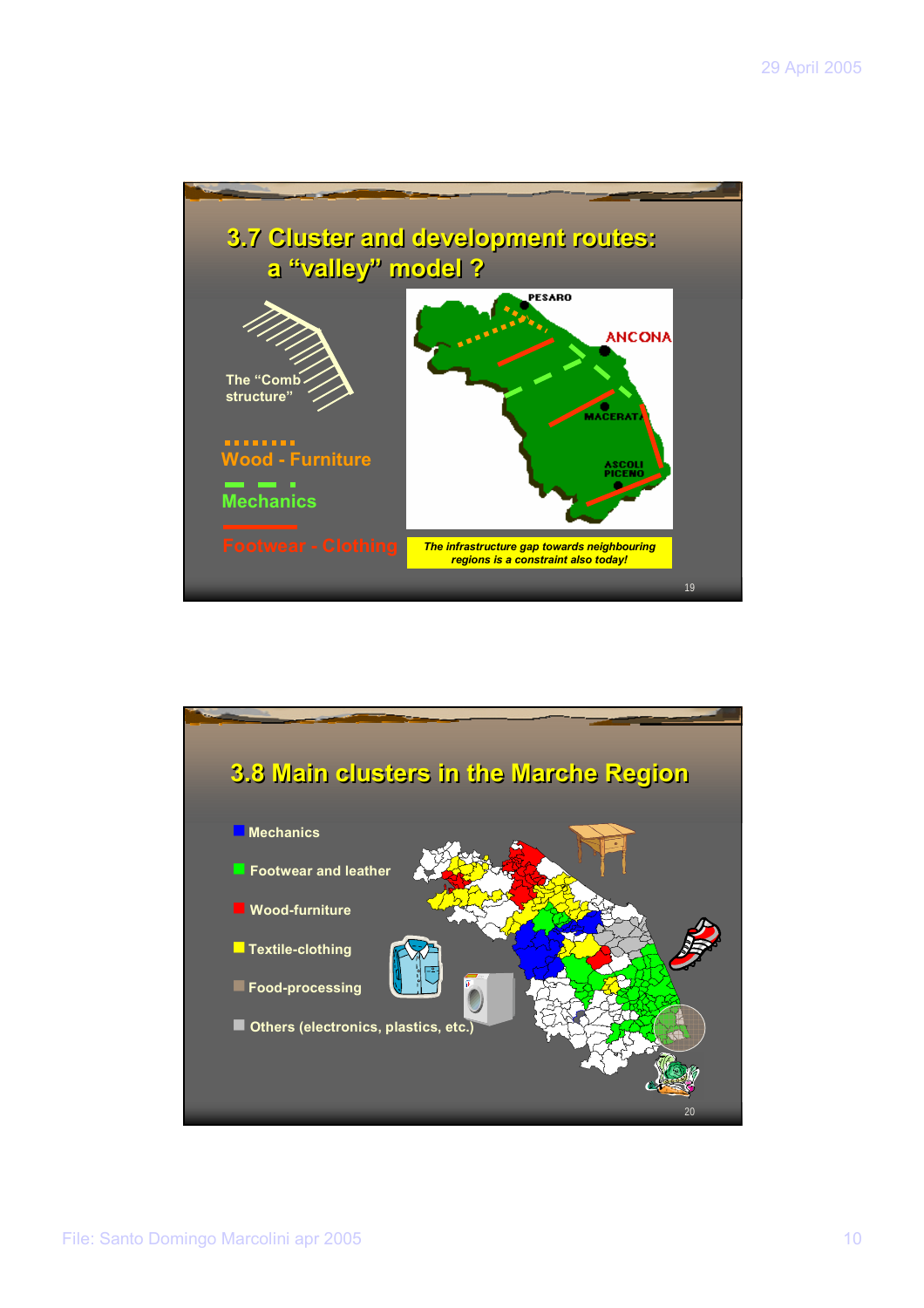## 3.7 Cluster and development routes: a "valley" model ?

The "Comb structure"

- Wood - Furniture
- Mechanics
- Footwear - Clothing

PESARO

ANCONA

MACERATA

ASCOLI PICENO

*The infrastructure gap towards neighbouring regions is a constraint also today!*

## 3.8 Main clusters in the Marche Region

- Mechanics
- Footwear and leather
- Wood-furniture
- Textile-clothing
- Food-processing
- Others (electronics, plastics, etc.)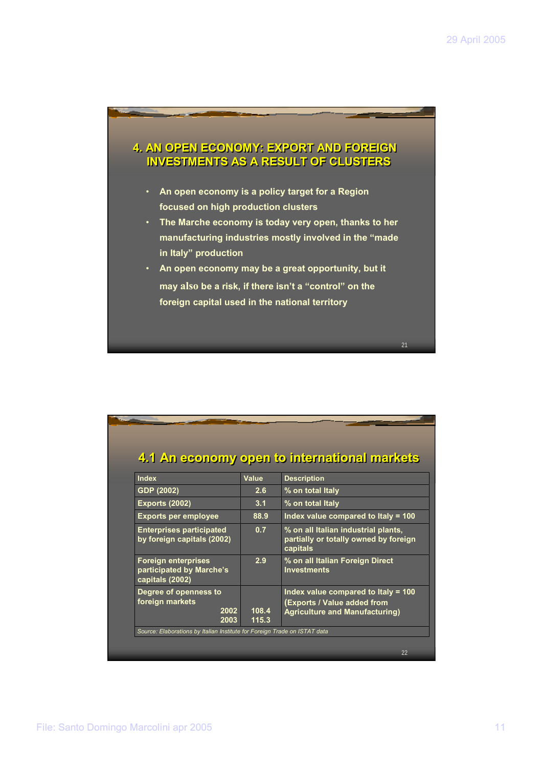## 4. AN OPEN ECONOMY: EXPORT AND FOREIGN INVESTMENTS AS A RESULT OF CLUSTERS

- An open economy is a policy target for a Region focused on high production clusters
- The Marche economy is today very open, thanks to her manufacturing industries mostly involved in the “made in Italy” production
- An open economy may be a great opportunity, but it may also be a risk, if there isn’t a “control” on the foreign capital used in the national territory

## 4.1 An economy open to international markets

| Index | Value | Description |
|---|---|---|
| GDP (2002) | 2.6 | % on total Italy |
| Exports (2002) | 3.1 | % on total Italy |
| Exports per employee | 88.9 | Index value compared to Italy = 100 |
| Enterprises participated by foreign capitals (2002) | 0.7 | % on all Italian industrial plants, partially or totally owned by foreign capitals |
| Foreign enterprises participated by Marche’s capitals (2002) | 2.9 | % on all Italian Foreign Direct Investments |
| Degree of openness to foreign markets 2002 | 108.4 | Index value compared to Italy = 100 (Exports / Value added from Agriculture and Manufacturing) |
| 2003 | 115.3 | |

*Source: Elaborations by Italian Institute for Foreign Trade on ISTAT data*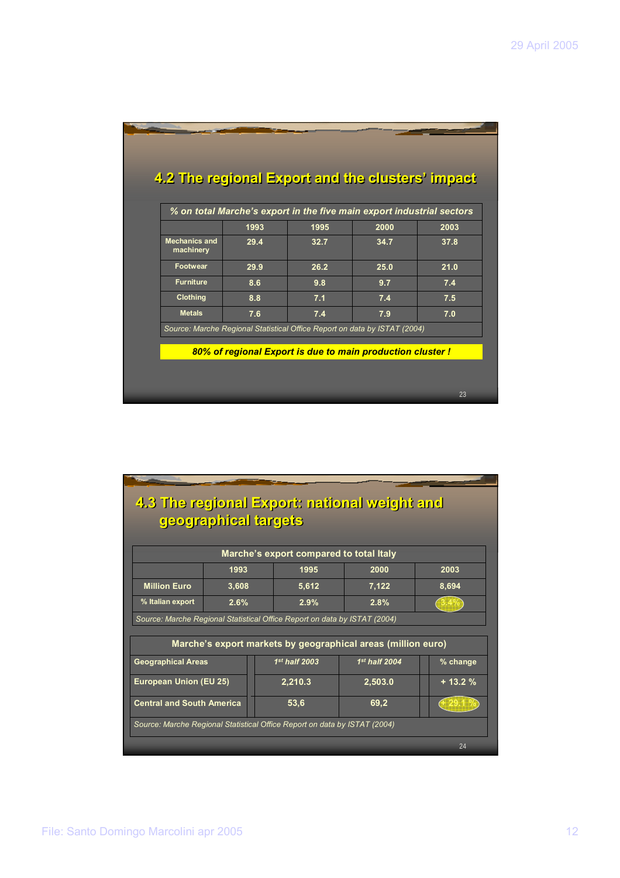## 4.2 The regional Export and the clusters' impact

| *% on total Marche's export in the five main export industrial sectors* | | | | |
|---|---|---|---|---|
| | 1993 | 1995 | 2000 | 2003 |
| Mechanics and machinery | 29.4 | 32.7 | 34.7 | 37.8 |
| Footwear | 29.9 | 26.2 | 25.0 | 21.0 |
| Furniture | 8.6 | 9.8 | 9.7 | 7.4 |
| Clothing | 8.8 | 7.1 | 7.4 | 7.5 |
| Metals | 7.6 | 7.4 | 7.9 | 7.0 |

*Source: Marche Regional Statistical Office Report on data by ISTAT (2004)*

***80% of regional Export is due to main production cluster !***

## 4.3 The regional Export: national weight and geographical targets

| Marche's export compared to total Italy | | | | |
|---|---|---|---|---|
| | 1993 | 1995 | 2000 | 2003 |
| Million Euro | 3,608 | 5,612 | 7,122 | 8,694 |
| % Italian export | 2.6% | 2.9% | 2.8% | 3.4% |

*Source: Marche Regional Statistical Office Report on data by ISTAT (2004)*

| Marche's export markets by geographical areas (million euro) | | | |
|---|---|---|---|
| Geographical Areas | *1st half 2003* | *1st half 2004* | % change |
| European Union (EU 25) | 2,210.3 | 2,503.0 | + 13.2 % |
| Central and South America | 53,6 | 69,2 | + 29.1 % |

*Source: Marche Regional Statistical Office Report on data by ISTAT (2004)*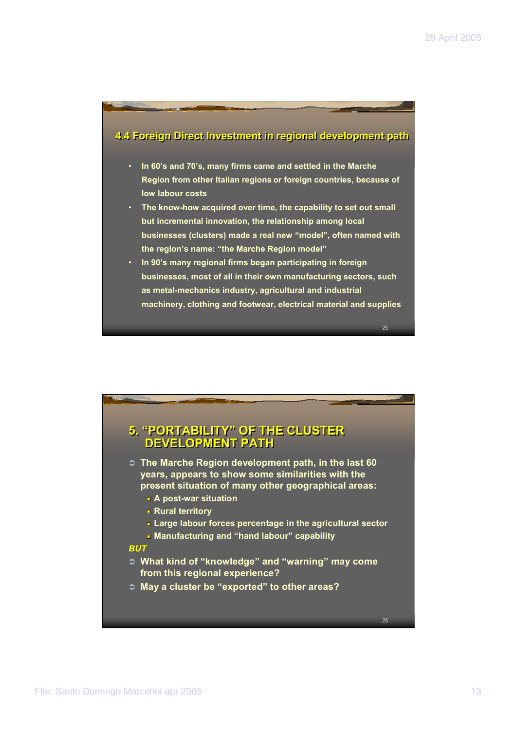## 4.4 Foreign Direct Investment in regional development path

- In 60's and 70's, many firms came and settled in the Marche Region from other Italian regions or foreign countries, because of low labour costs
- The know-how acquired over time, the capability to set out small but incremental innovation, the relationship among local businesses (clusters) made a real new "model", often named with the region's name: "the Marche Region model"
- In 90's many regional firms began participating in foreign businesses, most of all in their own manufacturing sectors, such as metal-mechanics industry, agricultural and industrial machinery, clothing and footwear, electrical material and supplies

## 5. "PORTABILITY" OF THE CLUSTER DEVELOPMENT PATH

- The Marche Region development path, in the last 60 years, appears to show some similarities with the present situation of many other geographical areas:
  - A post-war situation
  - Rural territory
  - Large labour forces percentage in the agricultural sector
  - Manufacturing and "hand labour" capability

*BUT*

- What kind of "knowledge" and "warning" may come from this regional experience?
- May a cluster be "exported" to other areas?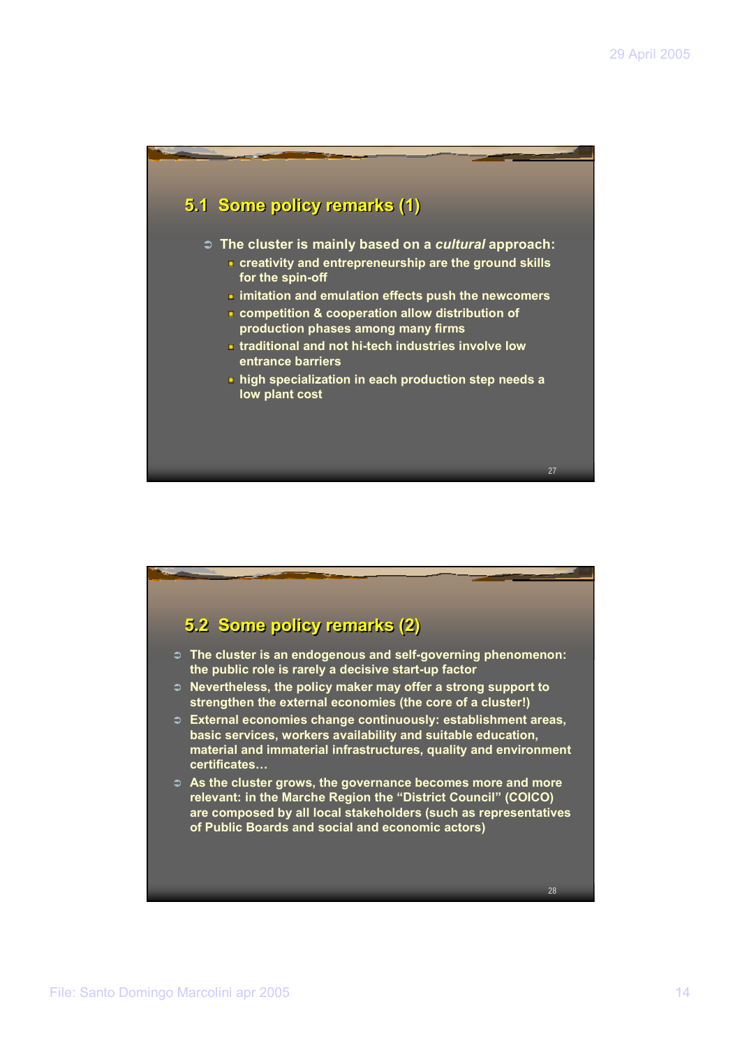## 5.1 Some policy remarks (1)

- The cluster is mainly based on a *cultural* approach:
  - creativity and entrepreneurship are the ground skills for the spin-off
  - imitation and emulation effects push the newcomers
  - competition & cooperation allow distribution of production phases among many firms
  - traditional and not hi-tech industries involve low entrance barriers
  - high specialization in each production step needs a low plant cost

## 5.2 Some policy remarks (2)

- The cluster is an endogenous and self-governing phenomenon: the public role is rarely a decisive start-up factor
- Nevertheless, the policy maker may offer a strong support to strengthen the external economies (the core of a cluster!)
- External economies change continuously: establishment areas, basic services, workers availability and suitable education, material and immaterial infrastructures, quality and environment certificates…
- As the cluster grows, the governance becomes more and more relevant: in the Marche Region the "District Council" (COICO) are composed by all local stakeholders (such as representatives of Public Boards and social and economic actors)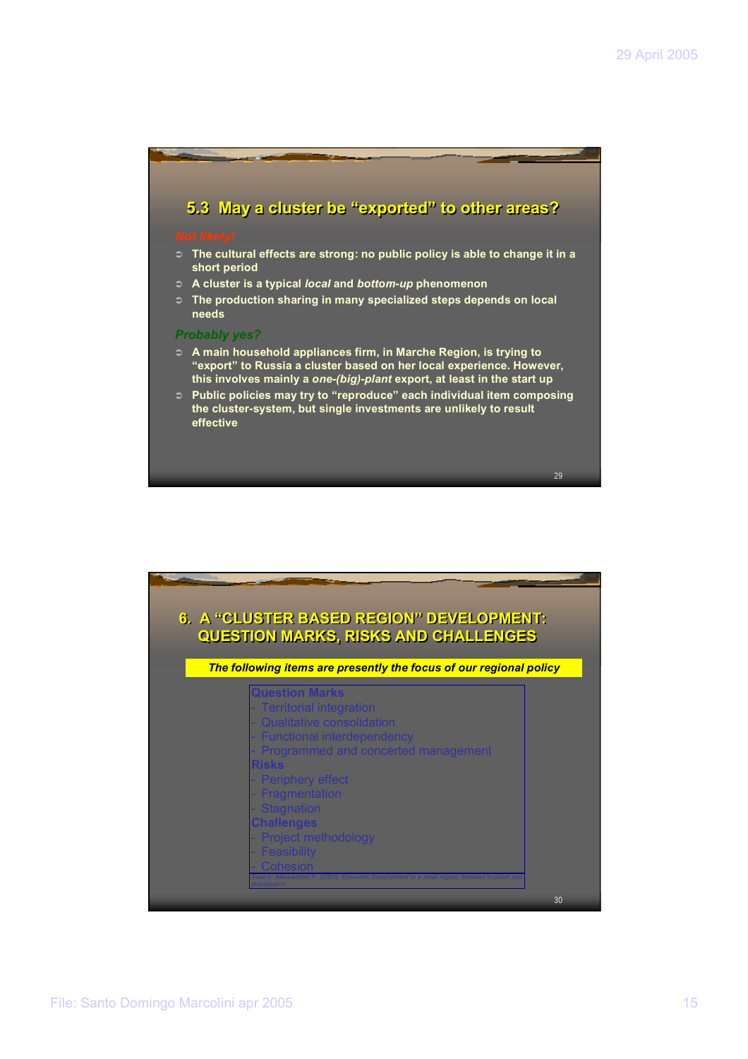## 5.3 May a cluster be "exported" to other areas?

*Not likely!*

- The cultural effects are strong: no public policy is able to change it in a short period
- A cluster is a typical *local* and *bottom-up* phenomenon
- The production sharing in many specialized steps depends on local needs

***Probably yes?***

- A main household appliances firm, in Marche Region, is trying to "export" to Russia a cluster based on her local experience. However, this involves mainly a *one-(big)-plant* export, at least in the start up
- Public policies may try to "reproduce" each individual item composing the cluster-system, but single investments are unlikely to result effective

## 6. A "CLUSTER BASED REGION" DEVELOPMENT: QUESTION MARKS, RISKS AND CHALLENGES

***The following items are presently the focus of our regional policy***

**Question Marks**
- Territorial integration
- Qualitative consolidation
- Functional interdependency
- Programmed and concerted management

**Risks**
- Periphery effect
- Fragmentation
- Stagnation

**Challenges**
- Project methodology
- Feasibility
- Cohesion

*Source: Alessandrini P. (2000), Economic Development in a small region, between localism and globalisation*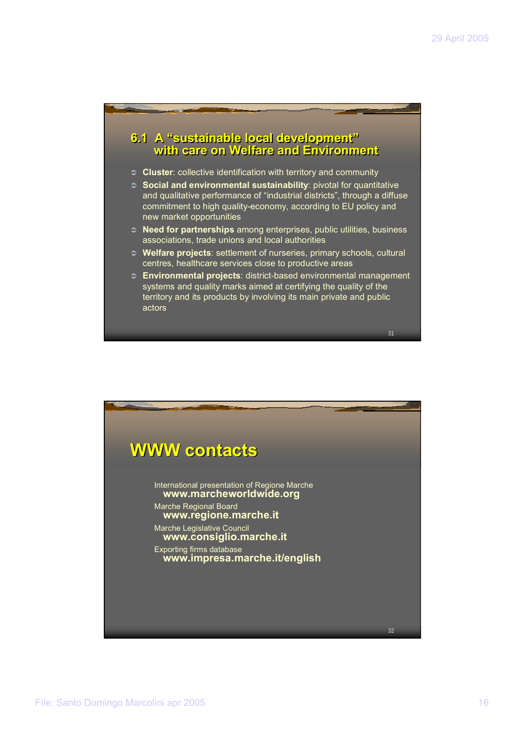## 6.1 A "sustainable local development" with care on Welfare and Environment

- **Cluster**: collective identification with territory and community
- **Social and environmental sustainability**: pivotal for quantitative and qualitative performance of "industrial districts", through a diffuse commitment to high quality-economy, according to EU policy and new market opportunities
- **Need for partnerships** among enterprises, public utilities, business associations, trade unions and local authorities
- **Welfare projects**: settlement of nurseries, primary schools, cultural centres, healthcare services close to productive areas
- **Environmental projects**: district-based environmental management systems and quality marks aimed at certifying the quality of the territory and its products by involving its main private and public actors

## WWW contacts

International presentation of Regione Marche
**www.marcheworldwide.org**

Marche Regional Board
**www.regione.marche.it**

Marche Legislative Council
**www.consiglio.marche.it**

Exporting firms database
**www.impresa.marche.it/english**